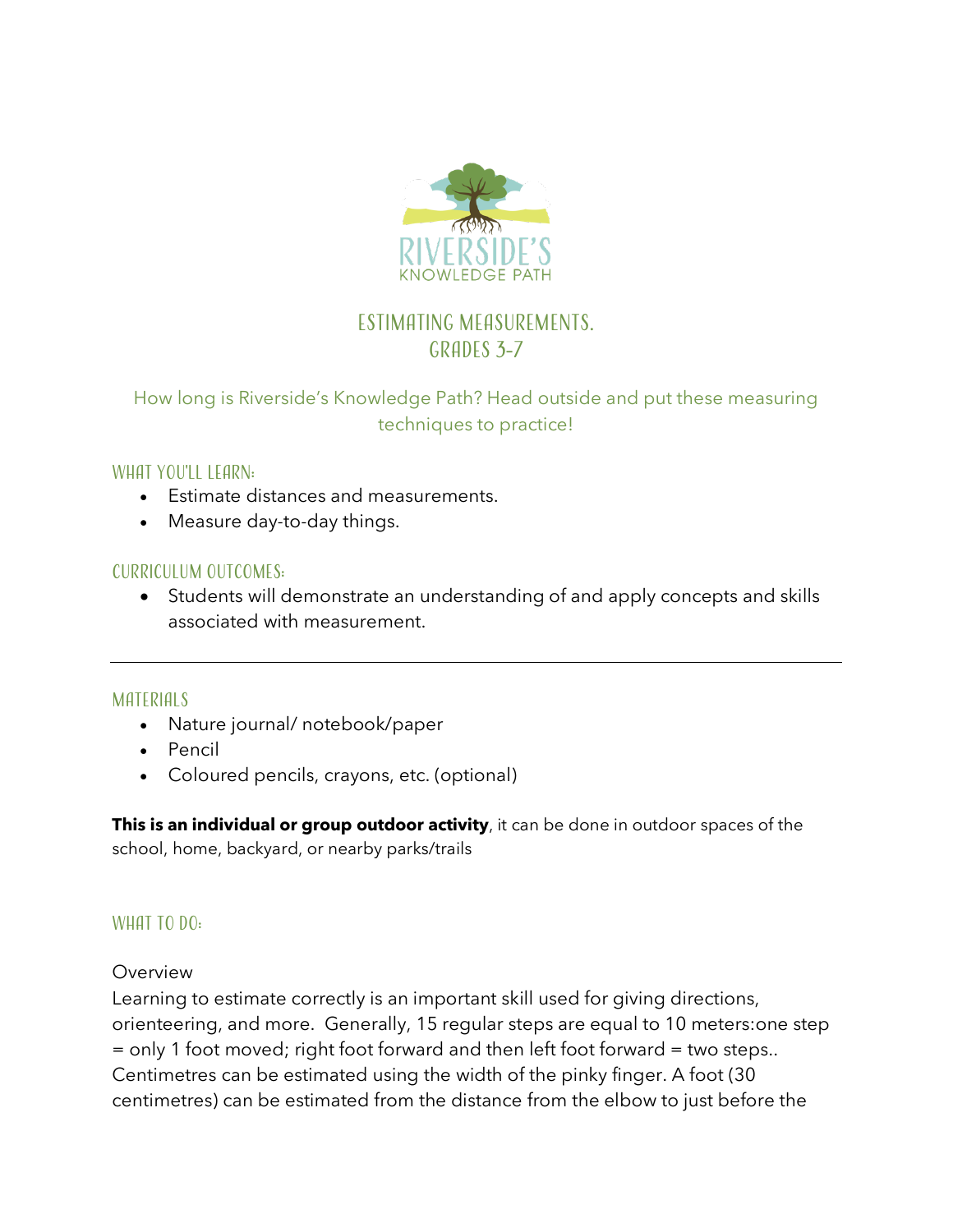# Estimating Measurements.
# Grades 3-7

How long is Riverside's Knowledge Path? Head outside and put these measuring techniques to practice!

## What You'll Learn:

- Estimate distances and measurements.
- Measure day-to-day things.

## Curriculum Outcomes:

- Students will demonstrate an understanding of and apply concepts and skills associated with measurement.

---

## Materials

- Nature journal/ notebook/paper
- Pencil
- Coloured pencils, crayons, etc. (optional)

**This is an individual or group outdoor activity**, it can be done in outdoor spaces of the school, home, backyard, or nearby parks/trails

## What to Do:

Overview

Learning to estimate correctly is an important skill used for giving directions, orienteering, and more. Generally, 15 regular steps are equal to 10 meters:one step = only 1 foot moved; right foot forward and then left foot forward = two steps.. Centimetres can be estimated using the width of the pinky finger. A foot (30 centimetres) can be estimated from the distance from the elbow to just before the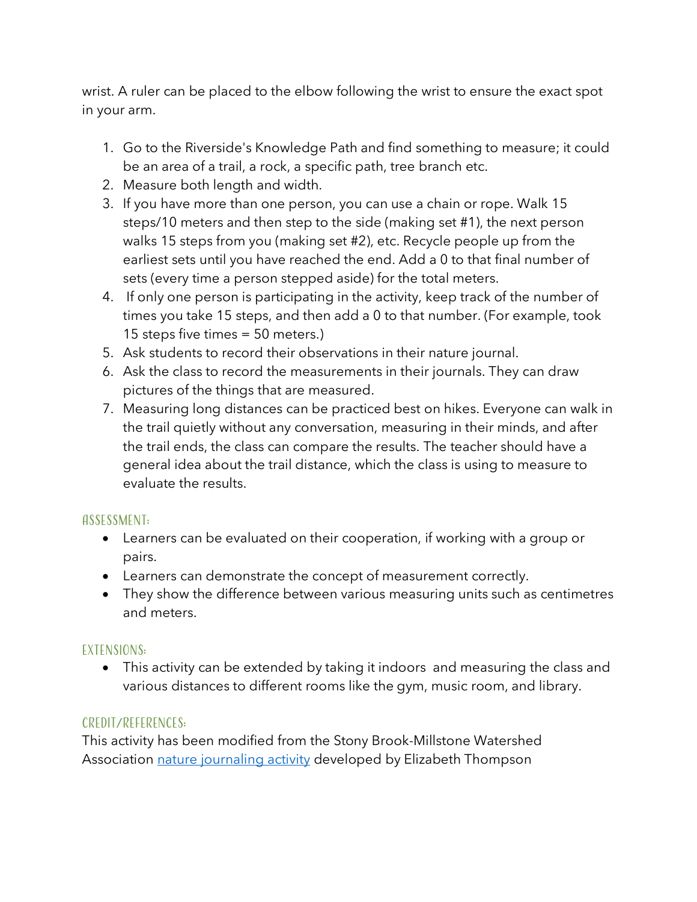wrist. A ruler can be placed to the elbow following the wrist to ensure the exact spot in your arm.

1. Go to the Riverside's Knowledge Path and find something to measure; it could be an area of a trail, a rock, a specific path, tree branch etc.
2. Measure both length and width.
3. If you have more than one person, you can use a chain or rope. Walk 15 steps/10 meters and then step to the side (making set #1), the next person walks 15 steps from you (making set #2), etc. Recycle people up from the earliest sets until you have reached the end. Add a 0 to that final number of sets (every time a person stepped aside) for the total meters.
4. If only one person is participating in the activity, keep track of the number of times you take 15 steps, and then add a 0 to that number. (For example, took 15 steps five times = 50 meters.)
5. Ask students to record their observations in their nature journal.
6. Ask the class to record the measurements in their journals. They can draw pictures of the things that are measured.
7. Measuring long distances can be practiced best on hikes. Everyone can walk in the trail quietly without any conversation, measuring in their minds, and after the trail ends, the class can compare the results. The teacher should have a general idea about the trail distance, which the class is using to measure to evaluate the results.

## Assessment:

- Learners can be evaluated on their cooperation, if working with a group or pairs.
- Learners can demonstrate the concept of measurement correctly.
- They show the difference between various measuring units such as centimetres and meters.

## Extensions:

- This activity can be extended by taking it indoors and measuring the class and various distances to different rooms like the gym, music room, and library.

## Credit/References:

This activity has been modified from the Stony Brook-Millstone Watershed Association nature journaling activity developed by Elizabeth Thompson